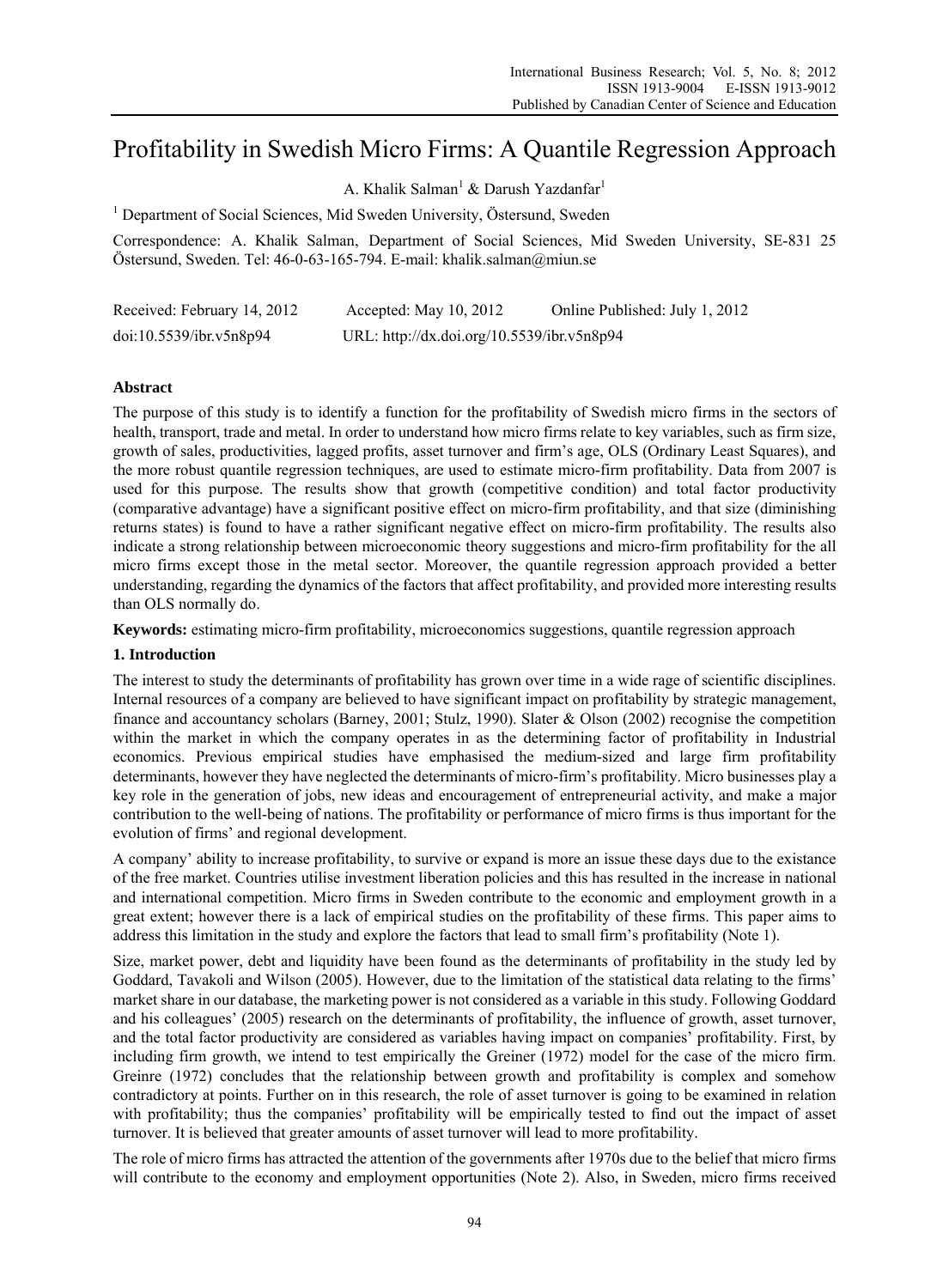# Profitability in Swedish Micro Firms: A Quantile Regression Approach

A. Khalik Salman[1] & Darush Yazdanfar[1]

[1] Department of Social Sciences, Mid Sweden University, Östersund, Sweden

Correspondence: A. Khalik Salman, Department of Social Sciences, Mid Sweden University, SE-831 25 Östersund, Sweden. Tel: 46-0-63-165-794. E-mail: khalik.salman@miun.se

Received: February 14, 2012  Accepted: May 10, 2012  Online Published: July 1, 2012

doi:10.5539/ibr.v5n8p94  URL: http://dx.doi.org/10.5539/ibr.v5n8p94

## Abstract

The purpose of this study is to identify a function for the profitability of Swedish micro firms in the sectors of health, transport, trade and metal. In order to understand how micro firms relate to key variables, such as firm size, growth of sales, productivities, lagged profits, asset turnover and firm's age, OLS (Ordinary Least Squares), and the more robust quantile regression techniques, are used to estimate micro-firm profitability. Data from 2007 is used for this purpose. The results show that growth (competitive condition) and total factor productivity (comparative advantage) have a significant positive effect on micro-firm profitability, and that size (diminishing returns states) is found to have a rather significant negative effect on micro-firm profitability. The results also indicate a strong relationship between microeconomic theory suggestions and micro-firm profitability for the all micro firms except those in the metal sector. Moreover, the quantile regression approach provided a better understanding, regarding the dynamics of the factors that affect profitability, and provided more interesting results than OLS normally do.

**Keywords:** estimating micro-firm profitability, microeconomics suggestions, quantile regression approach

## 1. Introduction

The interest to study the determinants of profitability has grown over time in a wide rage of scientific disciplines. Internal resources of a company are believed to have significant impact on profitability by strategic management, finance and accountancy scholars (Barney, 2001; Stulz, 1990). Slater & Olson (2002) recognise the competition within the market in which the company operates in as the determining factor of profitability in Industrial economics. Previous empirical studies have emphasised the medium-sized and large firm profitability determinants, however they have neglected the determinants of micro-firm's profitability. Micro businesses play a key role in the generation of jobs, new ideas and encouragement of entrepreneurial activity, and make a major contribution to the well-being of nations. The profitability or performance of micro firms is thus important for the evolution of firms' and regional development.

A company' ability to increase profitability, to survive or expand is more an issue these days due to the existance of the free market. Countries utilise investment liberation policies and this has resulted in the increase in national and international competition. Micro firms in Sweden contribute to the economic and employment growth in a great extent; however there is a lack of empirical studies on the profitability of these firms. This paper aims to address this limitation in the study and explore the factors that lead to small firm's profitability (Note 1).

Size, market power, debt and liquidity have been found as the determinants of profitability in the study led by Goddard, Tavakoli and Wilson (2005). However, due to the limitation of the statistical data relating to the firms' market share in our database, the marketing power is not considered as a variable in this study. Following Goddard and his colleagues' (2005) research on the determinants of profitability, the influence of growth, asset turnover, and the total factor productivity are considered as variables having impact on companies' profitability. First, by including firm growth, we intend to test empirically the Greiner (1972) model for the case of the micro firm. Greinre (1972) concludes that the relationship between growth and profitability is complex and somehow contradictory at points. Further on in this research, the role of asset turnover is going to be examined in relation with profitability; thus the companies' profitability will be empirically tested to find out the impact of asset turnover. It is believed that greater amounts of asset turnover will lead to more profitability.

The role of micro firms has attracted the attention of the governments after 1970s due to the belief that micro firms will contribute to the economy and employment opportunities (Note 2). Also, in Sweden, micro firms received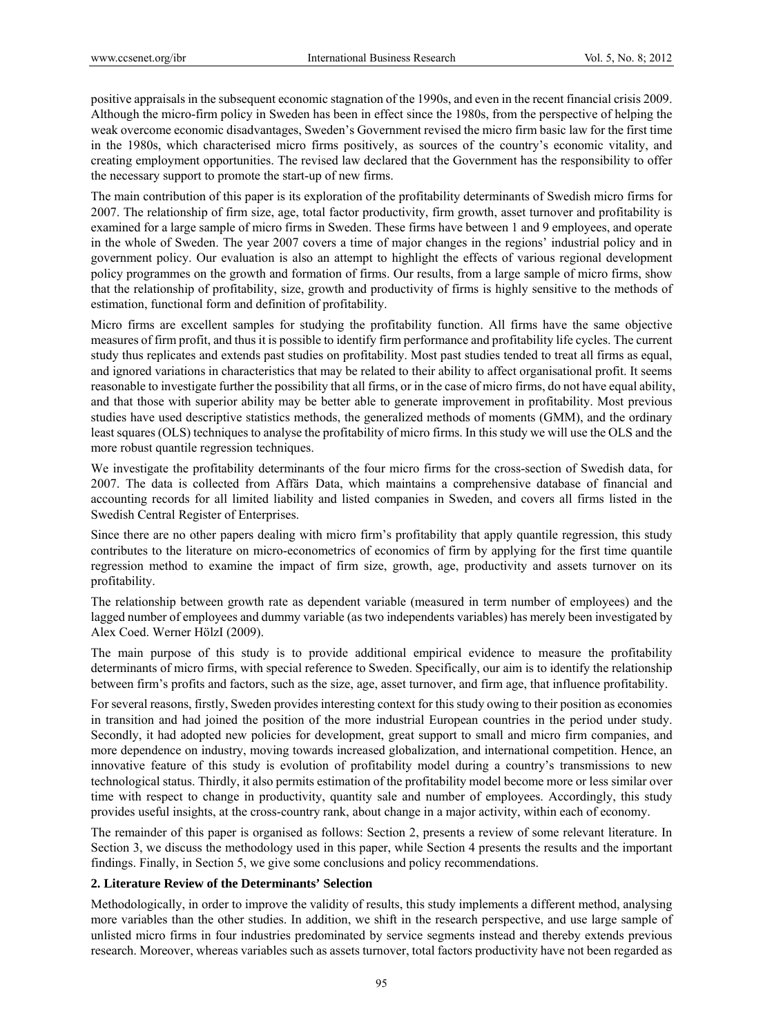positive appraisals in the subsequent economic stagnation of the 1990s, and even in the recent financial crisis 2009. Although the micro-firm policy in Sweden has been in effect since the 1980s, from the perspective of helping the weak overcome economic disadvantages, Sweden's Government revised the micro firm basic law for the first time in the 1980s, which characterised micro firms positively, as sources of the country's economic vitality, and creating employment opportunities. The revised law declared that the Government has the responsibility to offer the necessary support to promote the start-up of new firms.

The main contribution of this paper is its exploration of the profitability determinants of Swedish micro firms for 2007. The relationship of firm size, age, total factor productivity, firm growth, asset turnover and profitability is examined for a large sample of micro firms in Sweden. These firms have between 1 and 9 employees, and operate in the whole of Sweden. The year 2007 covers a time of major changes in the regions' industrial policy and in government policy. Our evaluation is also an attempt to highlight the effects of various regional development policy programmes on the growth and formation of firms. Our results, from a large sample of micro firms, show that the relationship of profitability, size, growth and productivity of firms is highly sensitive to the methods of estimation, functional form and definition of profitability.

Micro firms are excellent samples for studying the profitability function. All firms have the same objective measures of firm profit, and thus it is possible to identify firm performance and profitability life cycles. The current study thus replicates and extends past studies on profitability. Most past studies tended to treat all firms as equal, and ignored variations in characteristics that may be related to their ability to affect organisational profit. It seems reasonable to investigate further the possibility that all firms, or in the case of micro firms, do not have equal ability, and that those with superior ability may be better able to generate improvement in profitability. Most previous studies have used descriptive statistics methods, the generalized methods of moments (GMM), and the ordinary least squares (OLS) techniques to analyse the profitability of micro firms. In this study we will use the OLS and the more robust quantile regression techniques.

We investigate the profitability determinants of the four micro firms for the cross-section of Swedish data, for 2007. The data is collected from Affärs Data, which maintains a comprehensive database of financial and accounting records for all limited liability and listed companies in Sweden, and covers all firms listed in the Swedish Central Register of Enterprises.

Since there are no other papers dealing with micro firm's profitability that apply quantile regression, this study contributes to the literature on micro-econometrics of economics of firm by applying for the first time quantile regression method to examine the impact of firm size, growth, age, productivity and assets turnover on its profitability.

The relationship between growth rate as dependent variable (measured in term number of employees) and the lagged number of employees and dummy variable (as two independents variables) has merely been investigated by Alex Coed. Werner HölzI (2009).

The main purpose of this study is to provide additional empirical evidence to measure the profitability determinants of micro firms, with special reference to Sweden. Specifically, our aim is to identify the relationship between firm's profits and factors, such as the size, age, asset turnover, and firm age, that influence profitability.

For several reasons, firstly, Sweden provides interesting context for this study owing to their position as economies in transition and had joined the position of the more industrial European countries in the period under study. Secondly, it had adopted new policies for development, great support to small and micro firm companies, and more dependence on industry, moving towards increased globalization, and international competition. Hence, an innovative feature of this study is evolution of profitability model during a country's transmissions to new technological status. Thirdly, it also permits estimation of the profitability model become more or less similar over time with respect to change in productivity, quantity sale and number of employees. Accordingly, this study provides useful insights, at the cross-country rank, about change in a major activity, within each of economy.

The remainder of this paper is organised as follows: Section 2, presents a review of some relevant literature. In Section 3, we discuss the methodology used in this paper, while Section 4 presents the results and the important findings. Finally, in Section 5, we give some conclusions and policy recommendations.

## 2. Literature Review of the Determinants' Selection

Methodologically, in order to improve the validity of results, this study implements a different method, analysing more variables than the other studies. In addition, we shift in the research perspective, and use large sample of unlisted micro firms in four industries predominated by service segments instead and thereby extends previous research. Moreover, whereas variables such as assets turnover, total factors productivity have not been regarded as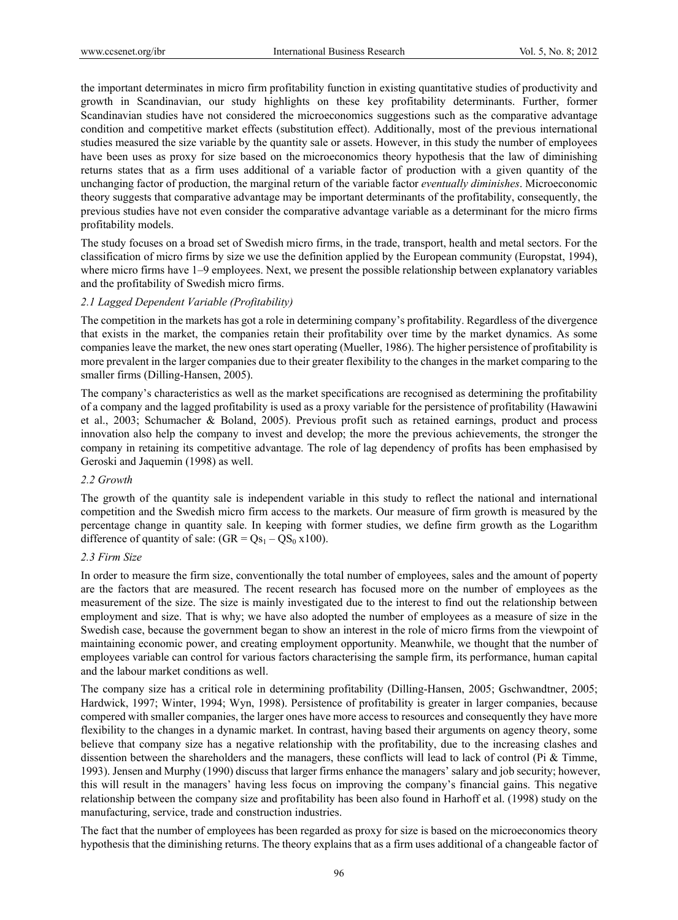the important determinates in micro firm profitability function in existing quantitative studies of productivity and growth in Scandinavian, our study highlights on these key profitability determinants. Further, former Scandinavian studies have not considered the microeconomics suggestions such as the comparative advantage condition and competitive market effects (substitution effect). Additionally, most of the previous international studies measured the size variable by the quantity sale or assets. However, in this study the number of employees have been uses as proxy for size based on the microeconomics theory hypothesis that the law of diminishing returns states that as a firm uses additional of a variable factor of production with a given quantity of the unchanging factor of production, the marginal return of the variable factor *eventually diminishes*. Microeconomic theory suggests that comparative advantage may be important determinants of the profitability, consequently, the previous studies have not even consider the comparative advantage variable as a determinant for the micro firms profitability models.

The study focuses on a broad set of Swedish micro firms, in the trade, transport, health and metal sectors. For the classification of micro firms by size we use the definition applied by the European community (Europstat, 1994), where micro firms have 1–9 employees. Next, we present the possible relationship between explanatory variables and the profitability of Swedish micro firms.

### *2.1 Lagged Dependent Variable (Profitability)*

The competition in the markets has got a role in determining company's profitability. Regardless of the divergence that exists in the market, the companies retain their profitability over time by the market dynamics. As some companies leave the market, the new ones start operating (Mueller, 1986). The higher persistence of profitability is more prevalent in the larger companies due to their greater flexibility to the changes in the market comparing to the smaller firms (Dilling-Hansen, 2005).

The company's characteristics as well as the market specifications are recognised as determining the profitability of a company and the lagged profitability is used as a proxy variable for the persistence of profitability (Hawawini et al., 2003; Schumacher & Boland, 2005). Previous profit such as retained earnings, product and process innovation also help the company to invest and develop; the more the previous achievements, the stronger the company in retaining its competitive advantage. The role of lag dependency of profits has been emphasised by Geroski and Jaquemin (1998) as well.

### *2.2 Growth*

The growth of the quantity sale is independent variable in this study to reflect the national and international competition and the Swedish micro firm access to the markets. Our measure of firm growth is measured by the percentage change in quantity sale. In keeping with former studies, we define firm growth as the Logarithm difference of quantity of sale: ($GR = Qs_1 - QS_0 \times 100$).

### *2.3 Firm Size*

In order to measure the firm size, conventionally the total number of employees, sales and the amount of poperty are the factors that are measured. The recent research has focused more on the number of employees as the measurement of the size. The size is mainly investigated due to the interest to find out the relationship between employment and size. That is why; we have also adopted the number of employees as a measure of size in the Swedish case, because the government began to show an interest in the role of micro firms from the viewpoint of maintaining economic power, and creating employment opportunity. Meanwhile, we thought that the number of employees variable can control for various factors characterising the sample firm, its performance, human capital and the labour market conditions as well.

The company size has a critical role in determining profitability (Dilling-Hansen, 2005; Gschwandtner, 2005; Hardwick, 1997; Winter, 1994; Wyn, 1998). Persistence of profitability is greater in larger companies, because compered with smaller companies, the larger ones have more access to resources and consequently they have more flexibility to the changes in a dynamic market. In contrast, having based their arguments on agency theory, some believe that company size has a negative relationship with the profitability, due to the increasing clashes and dissention between the shareholders and the managers, these conflicts will lead to lack of control (Pi & Timme, 1993). Jensen and Murphy (1990) discuss that larger firms enhance the managers' salary and job security; however, this will result in the managers' having less focus on improving the company's financial gains. This negative relationship between the company size and profitability has been also found in Harhoff et al. (1998) study on the manufacturing, service, trade and construction industries.

The fact that the number of employees has been regarded as proxy for size is based on the microeconomics theory hypothesis that the diminishing returns. The theory explains that as a firm uses additional of a changeable factor of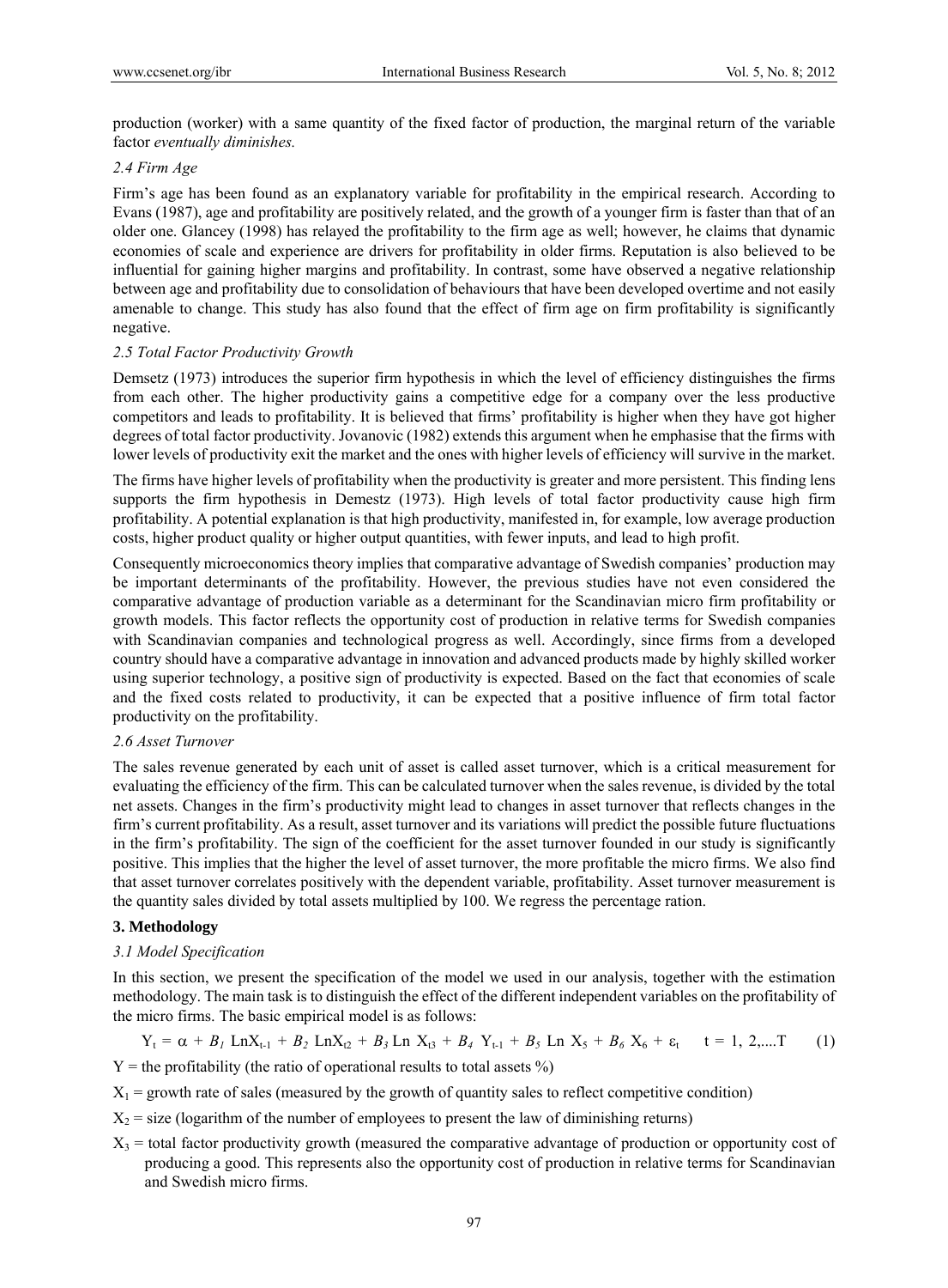production (worker) with a same quantity of the fixed factor of production, the marginal return of the variable factor *eventually diminishes.*

### *2.4 Firm Age*

Firm's age has been found as an explanatory variable for profitability in the empirical research. According to Evans (1987), age and profitability are positively related, and the growth of a younger firm is faster than that of an older one. Glancey (1998) has relayed the profitability to the firm age as well; however, he claims that dynamic economies of scale and experience are drivers for profitability in older firms. Reputation is also believed to be influential for gaining higher margins and profitability. In contrast, some have observed a negative relationship between age and profitability due to consolidation of behaviours that have been developed overtime and not easily amenable to change. This study has also found that the effect of firm age on firm profitability is significantly negative.

### *2.5 Total Factor Productivity Growth*

Demsetz (1973) introduces the superior firm hypothesis in which the level of efficiency distinguishes the firms from each other. The higher productivity gains a competitive edge for a company over the less productive competitors and leads to profitability. It is believed that firms' profitability is higher when they have got higher degrees of total factor productivity. Jovanovic (1982) extends this argument when he emphasise that the firms with lower levels of productivity exit the market and the ones with higher levels of efficiency will survive in the market.

The firms have higher levels of profitability when the productivity is greater and more persistent. This finding lens supports the firm hypothesis in Demestz (1973). High levels of total factor productivity cause high firm profitability. A potential explanation is that high productivity, manifested in, for example, low average production costs, higher product quality or higher output quantities, with fewer inputs, and lead to high profit.

Consequently microeconomics theory implies that comparative advantage of Swedish companies' production may be important determinants of the profitability. However, the previous studies have not even considered the comparative advantage of production variable as a determinant for the Scandinavian micro firm profitability or growth models. This factor reflects the opportunity cost of production in relative terms for Swedish companies with Scandinavian companies and technological progress as well. Accordingly, since firms from a developed country should have a comparative advantage in innovation and advanced products made by highly skilled worker using superior technology, a positive sign of productivity is expected. Based on the fact that economies of scale and the fixed costs related to productivity, it can be expected that a positive influence of firm total factor productivity on the profitability.

### *2.6 Asset Turnover*

The sales revenue generated by each unit of asset is called asset turnover, which is a critical measurement for evaluating the efficiency of the firm. This can be calculated turnover when the sales revenue, is divided by the total net assets. Changes in the firm's productivity might lead to changes in asset turnover that reflects changes in the firm's current profitability. As a result, asset turnover and its variations will predict the possible future fluctuations in the firm's profitability. The sign of the coefficient for the asset turnover founded in our study is significantly positive. This implies that the higher the level of asset turnover, the more profitable the micro firms. We also find that asset turnover correlates positively with the dependent variable, profitability. Asset turnover measurement is the quantity sales divided by total assets multiplied by 100. We regress the percentage ration.

## 3. Methodology

### *3.1 Model Specification*

In this section, we present the specification of the model we used in our analysis, together with the estimation methodology. The main task is to distinguish the effect of the different independent variables on the profitability of the micro firms. The basic empirical model is as follows:

$$Y_t = \alpha + B_1 \text{Ln}X_{t-1} + B_2 \text{Ln}X_{t2} + B_3 \text{Ln } X_{t3} + B_4 \; Y_{t-1} + B_5 \text{Ln } X_5 + B_6 \; X_6 + \varepsilon_t \qquad t = 1, 2, \ldots T \qquad (1)$$

$Y$ = the profitability (the ratio of operational results to total assets %)

$X_1$ = growth rate of sales (measured by the growth of quantity sales to reflect competitive condition)

$X_2$ = size (logarithm of the number of employees to present the law of diminishing returns)

$X_3$ = total factor productivity growth (measured the comparative advantage of production or opportunity cost of producing a good. This represents also the opportunity cost of production in relative terms for Scandinavian and Swedish micro firms.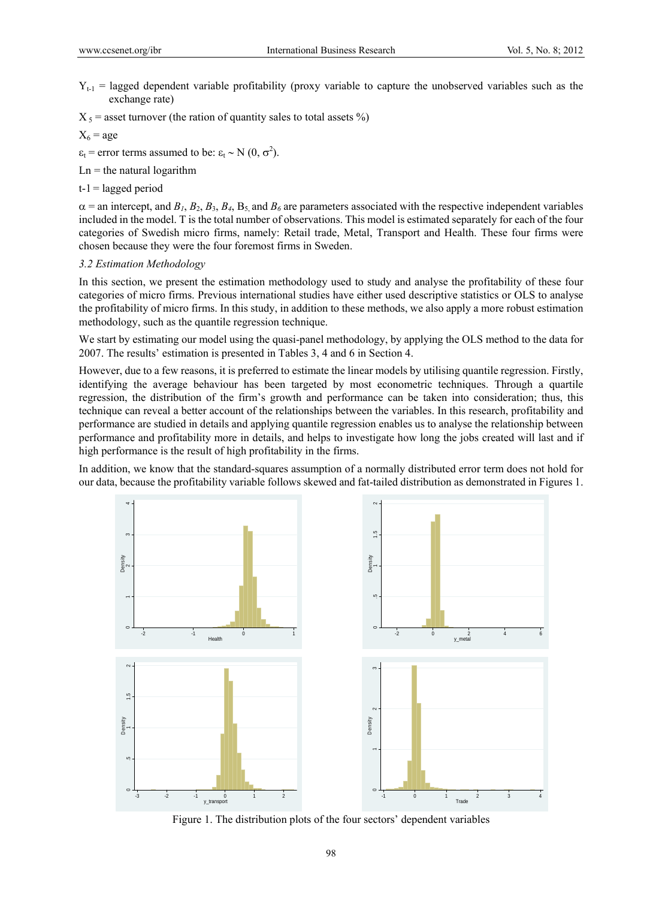$Y_{t-1}$ = lagged dependent variable profitability (proxy variable to capture the unobserved variables such as the exchange rate)

$X_5$ = asset turnover (the ration of quantity sales to total assets %)

$X_6$ = age

$\varepsilon_t$ = error terms assumed to be: $\varepsilon_t \sim N(0, \sigma^2)$.

Ln = the natural logarithm

t-1 = lagged period

$\alpha$ = an intercept, and $B_1$, $B_2$, $B_3$, $B_4$, $B_5$, and $B_6$ are parameters associated with the respective independent variables included in the model. T is the total number of observations. This model is estimated separately for each of the four categories of Swedish micro firms, namely: Retail trade, Metal, Transport and Health. These four firms were chosen because they were the four foremost firms in Sweden.

### *3.2 Estimation Methodology*

In this section, we present the estimation methodology used to study and analyse the profitability of these four categories of micro firms. Previous international studies have either used descriptive statistics or OLS to analyse the profitability of micro firms. In this study, in addition to these methods, we also apply a more robust estimation methodology, such as the quantile regression technique.

We start by estimating our model using the quasi-panel methodology, by applying the OLS method to the data for 2007. The results' estimation is presented in Tables 3, 4 and 6 in Section 4.

However, due to a few reasons, it is preferred to estimate the linear models by utilising quantile regression. Firstly, identifying the average behaviour has been targeted by most econometric techniques. Through a quartile regression, the distribution of the firm's growth and performance can be taken into consideration; thus, this technique can reveal a better account of the relationships between the variables. In this research, profitability and performance are studied in details and applying quantile regression enables us to analyse the relationship between performance and profitability more in details, and helps to investigate how long the jobs created will last and if high performance is the result of high profitability in the firms.

In addition, we know that the standard-squares assumption of a normally distributed error term does not hold for our data, because the profitability variable follows skewed and fat-tailed distribution as demonstrated in Figures 1.

Figure 1. The distribution plots of the four sectors' dependent variables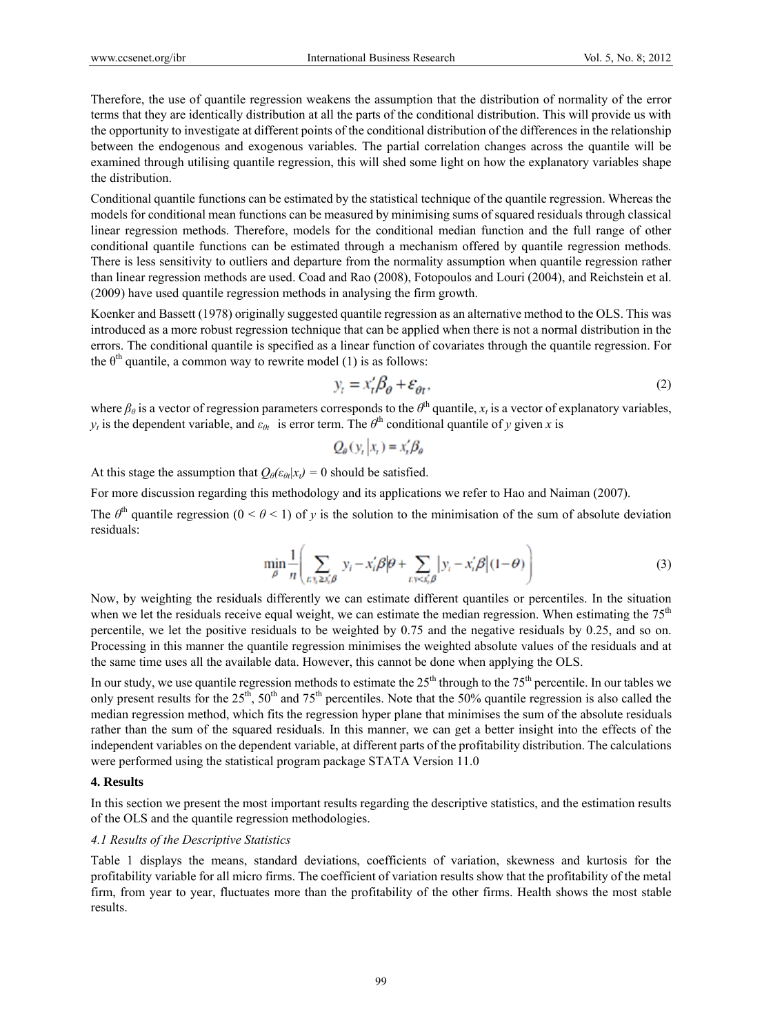Therefore, the use of quantile regression weakens the assumption that the distribution of normality of the error terms that they are identically distribution at all the parts of the conditional distribution. This will provide us with the opportunity to investigate at different points of the conditional distribution of the differences in the relationship between the endogenous and exogenous variables. The partial correlation changes across the quantile will be examined through utilising quantile regression, this will shed some light on how the explanatory variables shape the distribution.

Conditional quantile functions can be estimated by the statistical technique of the quantile regression. Whereas the models for conditional mean functions can be measured by minimising sums of squared residuals through classical linear regression methods. Therefore, models for the conditional median function and the full range of other conditional quantile functions can be estimated through a mechanism offered by quantile regression methods. There is less sensitivity to outliers and departure from the normality assumption when quantile regression rather than linear regression methods are used. Coad and Rao (2008), Fotopoulos and Louri (2004), and Reichstein et al. (2009) have used quantile regression methods in analysing the firm growth.

Koenker and Bassett (1978) originally suggested quantile regression as an alternative method to the OLS. This was introduced as a more robust regression technique that can be applied when there is not a normal distribution in the errors. The conditional quantile is specified as a linear function of covariates through the quantile regression. For the $\theta^{th}$ quantile, a common way to rewrite model (1) is as follows:

$$y_t = x_t'\beta_\theta + \varepsilon_{\theta t}, \tag{2}$$

where $\beta_\theta$ is a vector of regression parameters corresponds to the $\theta^{th}$ quantile, $x_t$ is a vector of explanatory variables, $y_t$ is the dependent variable, and $\varepsilon_{\theta t}$ is error term. The $\theta^{th}$ conditional quantile of $y$ given $x$ is

$$Q_\theta(y_t|x_t) = x_t'\beta_\theta$$

At this stage the assumption that $Q_\theta(\varepsilon_{\theta t}|x_t) = 0$ should be satisfied.

For more discussion regarding this methodology and its applications we refer to Hao and Naiman (2007).

The $\theta^{th}$ quantile regression ($0 < \theta < 1$) of $y$ is the solution to the minimisation of the sum of absolute deviation residuals:

$$\min_\beta \frac{1}{n}\left( \sum_{t:y_t \geq x_t'\beta} |y_t - x_t'\beta|\theta + \sum_{t:y_t < x_t'\beta} |y_t - x_t'\beta|(1-\theta) \right) \tag{3}$$

Now, by weighting the residuals differently we can estimate different quantiles or percentiles. In the situation when we let the residuals receive equal weight, we can estimate the median regression. When estimating the 75[th] percentile, we let the positive residuals to be weighted by 0.75 and the negative residuals by 0.25, and so on. Processing in this manner the quantile regression minimises the weighted absolute values of the residuals and at the same time uses all the available data. However, this cannot be done when applying the OLS.

In our study, we use quantile regression methods to estimate the 25[th] through to the 75[th] percentile. In our tables we only present results for the 25[th], 50[th] and 75[th] percentiles. Note that the 50% quantile regression is also called the median regression method, which fits the regression hyper plane that minimises the sum of the absolute residuals rather than the sum of the squared residuals. In this manner, we can get a better insight into the effects of the independent variables on the dependent variable, at different parts of the profitability distribution. The calculations were performed using the statistical program package STATA Version 11.0

## 4. Results

In this section we present the most important results regarding the descriptive statistics, and the estimation results of the OLS and the quantile regression methodologies.

### *4.1 Results of the Descriptive Statistics*

Table 1 displays the means, standard deviations, coefficients of variation, skewness and kurtosis for the profitability variable for all micro firms. The coefficient of variation results show that the profitability of the metal firm, from year to year, fluctuates more than the profitability of the other firms. Health shows the most stable results.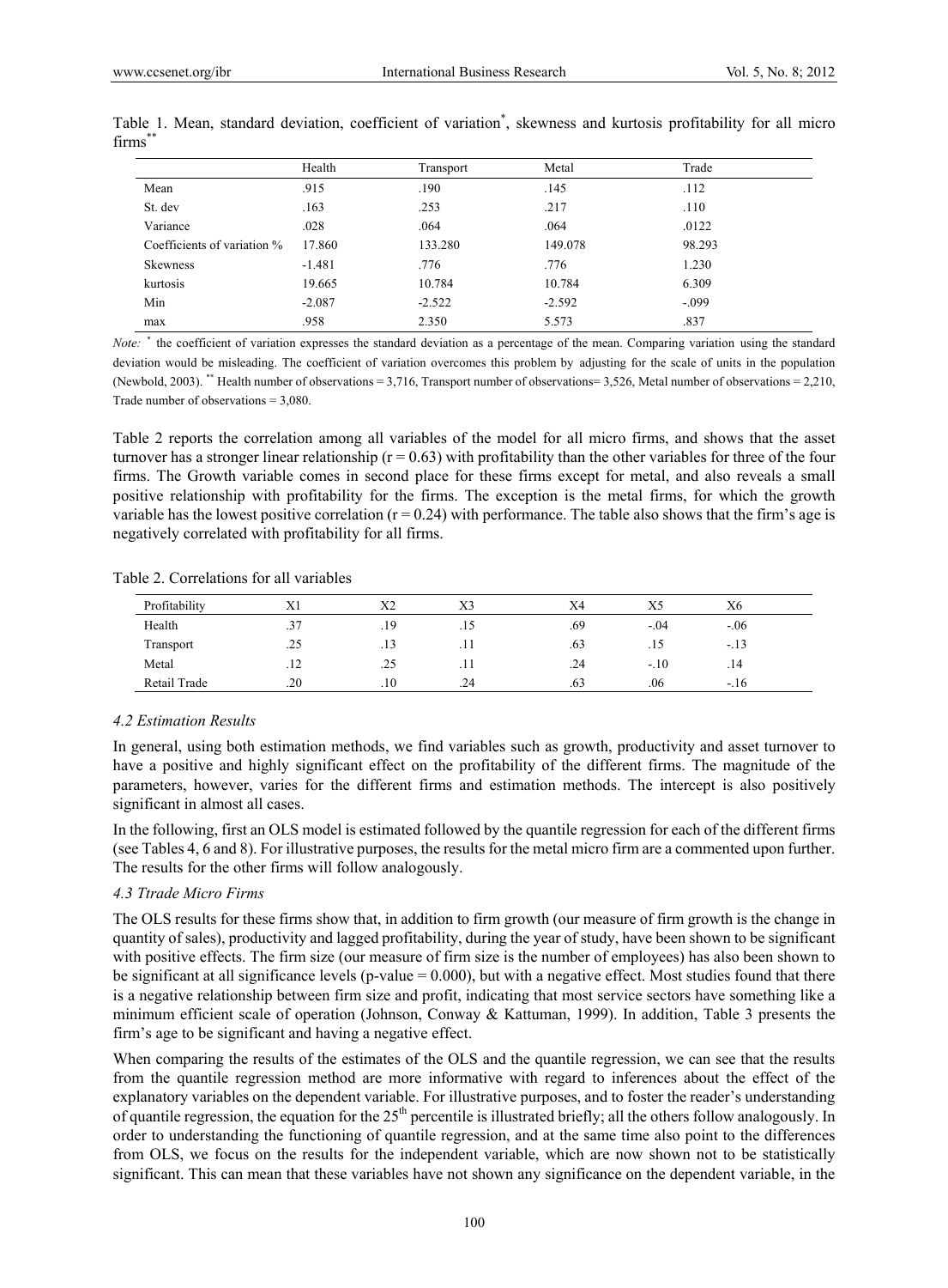Table 1. Mean, standard deviation, coefficient of variation[*], skewness and kurtosis profitability for all micro firms[**]

| | Health | Transport | Metal | Trade |
|---|---|---|---|---|
| Mean | .915 | .190 | .145 | .112 |
| St. dev | .163 | .253 | .217 | .110 |
| Variance | .028 | .064 | .064 | .0122 |
| Coefficients of variation % | 17.860 | 133.280 | 149.078 | 98.293 |
| Skewness | -1.481 | .776 | .776 | 1.230 |
| kurtosis | 19.665 | 10.784 | 10.784 | 6.309 |
| Min | -2.087 | -2.522 | -2.592 | -.099 |
| max | .958 | 2.350 | 5.573 | .837 |

*Note:* [*] the coefficient of variation expresses the standard deviation as a percentage of the mean. Comparing variation using the standard deviation would be misleading. The coefficient of variation overcomes this problem by adjusting for the scale of units in the population (Newbold, 2003). [**] Health number of observations = 3,716, Transport number of observations= 3,526, Metal number of observations = 2,210, Trade number of observations = 3,080.

Table 2 reports the correlation among all variables of the model for all micro firms, and shows that the asset turnover has a stronger linear relationship ($r = 0.63$) with profitability than the other variables for three of the four firms. The Growth variable comes in second place for these firms except for metal, and also reveals a small positive relationship with profitability for the firms. The exception is the metal firms, for which the growth variable has the lowest positive correlation ($r = 0.24$) with performance. The table also shows that the firm's age is negatively correlated with profitability for all firms.

Table 2. Correlations for all variables

| Profitability | X1 | X2 | X3 | X4 | X5 | X6 |
|---|---|---|---|---|---|---|
| Health | .37 | .19 | .15 | .69 | -.04 | -.06 |
| Transport | .25 | .13 | .11 | .63 | .15 | -.13 |
| Metal | .12 | .25 | .11 | .24 | -.10 | .14 |
| Retail Trade | .20 | .10 | .24 | .63 | .06 | -.16 |

#### *4.2 Estimation Results*

In general, using both estimation methods, we find variables such as growth, productivity and asset turnover to have a positive and highly significant effect on the profitability of the different firms. The magnitude of the parameters, however, varies for the different firms and estimation methods. The intercept is also positively significant in almost all cases.

In the following, first an OLS model is estimated followed by the quantile regression for each of the different firms (see Tables 4, 6 and 8). For illustrative purposes, the results for the metal micro firm are a commented upon further. The results for the other firms will follow analogously.

#### *4.3 Ttrade Micro Firms*

The OLS results for these firms show that, in addition to firm growth (our measure of firm growth is the change in quantity of sales), productivity and lagged profitability, during the year of study, have been shown to be significant with positive effects. The firm size (our measure of firm size is the number of employees) has also been shown to be significant at all significance levels (p-value = 0.000), but with a negative effect. Most studies found that there is a negative relationship between firm size and profit, indicating that most service sectors have something like a minimum efficient scale of operation (Johnson, Conway & Kattuman, 1999). In addition, Table 3 presents the firm's age to be significant and having a negative effect.

When comparing the results of the estimates of the OLS and the quantile regression, we can see that the results from the quantile regression method are more informative with regard to inferences about the effect of the explanatory variables on the dependent variable. For illustrative purposes, and to foster the reader's understanding of quantile regression, the equation for the 25$^{th}$ percentile is illustrated briefly; all the others follow analogously. In order to understanding the functioning of quantile regression, and at the same time also point to the differences from OLS, we focus on the results for the independent variable, which are now shown not to be statistically significant. This can mean that these variables have not shown any significance on the dependent variable, in the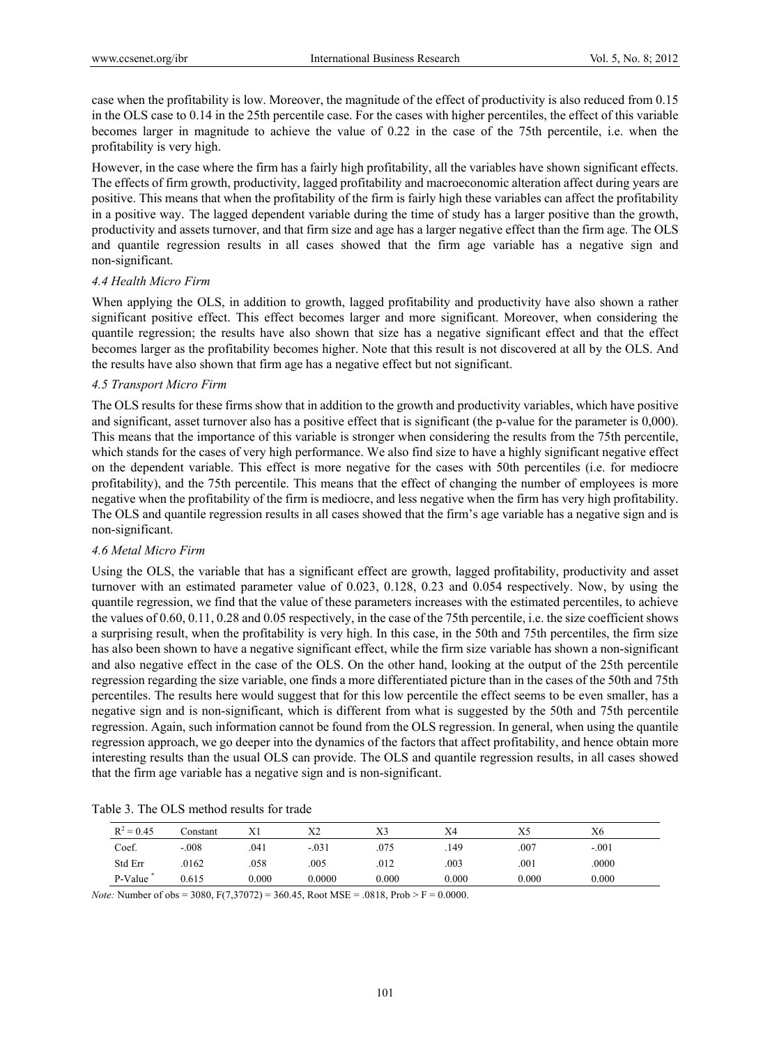case when the profitability is low. Moreover, the magnitude of the effect of productivity is also reduced from 0.15 in the OLS case to 0.14 in the 25th percentile case. For the cases with higher percentiles, the effect of this variable becomes larger in magnitude to achieve the value of 0.22 in the case of the 75th percentile, i.e. when the profitability is very high.

However, in the case where the firm has a fairly high profitability, all the variables have shown significant effects. The effects of firm growth, productivity, lagged profitability and macroeconomic alteration affect during years are positive. This means that when the profitability of the firm is fairly high these variables can affect the profitability in a positive way. The lagged dependent variable during the time of study has a larger positive than the growth, productivity and assets turnover, and that firm size and age has a larger negative effect than the firm age. The OLS and quantile regression results in all cases showed that the firm age variable has a negative sign and non-significant.

### *4.4 Health Micro Firm*

When applying the OLS, in addition to growth, lagged profitability and productivity have also shown a rather significant positive effect. This effect becomes larger and more significant. Moreover, when considering the quantile regression; the results have also shown that size has a negative significant effect and that the effect becomes larger as the profitability becomes higher. Note that this result is not discovered at all by the OLS. And the results have also shown that firm age has a negative effect but not significant.

### *4.5 Transport Micro Firm*

The OLS results for these firms show that in addition to the growth and productivity variables, which have positive and significant, asset turnover also has a positive effect that is significant (the p-value for the parameter is 0,000). This means that the importance of this variable is stronger when considering the results from the 75th percentile, which stands for the cases of very high performance. We also find size to have a highly significant negative effect on the dependent variable. This effect is more negative for the cases with 50th percentiles (i.e. for mediocre profitability), and the 75th percentile. This means that the effect of changing the number of employees is more negative when the profitability of the firm is mediocre, and less negative when the firm has very high profitability. The OLS and quantile regression results in all cases showed that the firm's age variable has a negative sign and is non-significant.

### *4.6 Metal Micro Firm*

Using the OLS, the variable that has a significant effect are growth, lagged profitability, productivity and asset turnover with an estimated parameter value of 0.023, 0.128, 0.23 and 0.054 respectively. Now, by using the quantile regression, we find that the value of these parameters increases with the estimated percentiles, to achieve the values of 0.60, 0.11, 0.28 and 0.05 respectively, in the case of the 75th percentile, i.e. the size coefficient shows a surprising result, when the profitability is very high. In this case, in the 50th and 75th percentiles, the firm size has also been shown to have a negative significant effect, while the firm size variable has shown a non-significant and also negative effect in the case of the OLS. On the other hand, looking at the output of the 25th percentile regression regarding the size variable, one finds a more differentiated picture than in the cases of the 50th and 75th percentiles. The results here would suggest that for this low percentile the effect seems to be even smaller, has a negative sign and is non-significant, which is different from what is suggested by the 50th and 75th percentile regression. Again, such information cannot be found from the OLS regression. In general, when using the quantile regression approach, we go deeper into the dynamics of the factors that affect profitability, and hence obtain more interesting results than the usual OLS can provide. The OLS and quantile regression results, in all cases showed that the firm age variable has a negative sign and is non-significant.

Table 3. The OLS method results for trade

| $R^2 = 0.45$ | Constant | X1 | X2 | X3 | X4 | X5 | X6 |
|---|---|---|---|---|---|---|---|
| Coef. | -.008 | .041 | -.031 | .075 | .149 | .007 | -.001 |
| Std Err | .0162 | .058 | .005 | .012 | .003 | .001 | .0000 |
| P-Value * | 0.615 | 0.000 | 0.0000 | 0.000 | 0.000 | 0.000 | 0.000 |

*Note:* Number of obs = 3080, F(7,37072) = 360.45, Root MSE = .0818, Prob > F = 0.0000.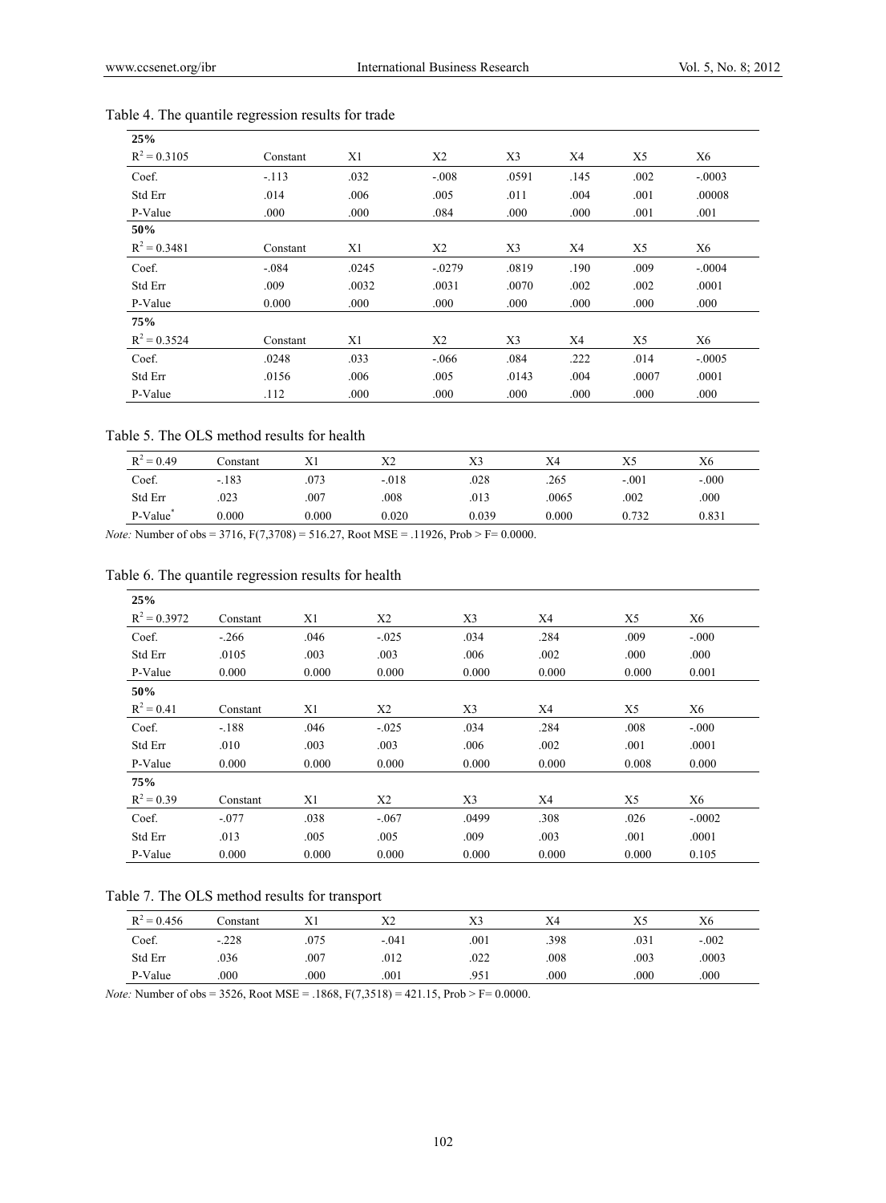Table 4. The quantile regression results for trade

| **25%** | | | | | | | |
|---|---|---|---|---|---|---|---|
| $R^2 = 0.3105$ | Constant | X1 | X2 | X3 | X4 | X5 | X6 |
| Coef. | -.113 | .032 | -.008 | .0591 | .145 | .002 | -.0003 |
| Std Err | .014 | .006 | .005 | .011 | .004 | .001 | .00008 |
| P-Value | .000 | .000 | .084 | .000 | .000 | .001 | .001 |
| **50%** | | | | | | | |
| $R^2 = 0.3481$ | Constant | X1 | X2 | X3 | X4 | X5 | X6 |
| Coef. | -.084 | .0245 | -.0279 | .0819 | .190 | .009 | -.0004 |
| Std Err | .009 | .0032 | .0031 | .0070 | .002 | .002 | .0001 |
| P-Value | 0.000 | .000 | .000 | .000 | .000 | .000 | .000 |
| **75%** | | | | | | | |
| $R^2 = 0.3524$ | Constant | X1 | X2 | X3 | X4 | X5 | X6 |
| Coef. | .0248 | .033 | -.066 | .084 | .222 | .014 | -.0005 |
| Std Err | .0156 | .006 | .005 | .0143 | .004 | .0007 | .0001 |
| P-Value | .112 | .000 | .000 | .000 | .000 | .000 | .000 |

Table 5. The OLS method results for health

| $R^2 = 0.49$ | Constant | X1 | X2 | X3 | X4 | X5 | X6 |
|---|---|---|---|---|---|---|---|
| Coef. | -.183 | .073 | -.018 | .028 | .265 | -.001 | -.000 |
| Std Err | .023 | .007 | .008 | .013 | .0065 | .002 | .000 |
| P-Value* | 0.000 | 0.000 | 0.020 | 0.039 | 0.000 | 0.732 | 0.831 |

*Note:* Number of obs = 3716, F(7,3708) = 516.27, Root MSE = .11926, Prob > F= 0.0000.

Table 6. The quantile regression results for health

| **25%** | | | | | | | |
|---|---|---|---|---|---|---|---|
| $R^2 = 0.3972$ | Constant | X1 | X2 | X3 | X4 | X5 | X6 |
| Coef. | -.266 | .046 | -.025 | .034 | .284 | .009 | -.000 |
| Std Err | .0105 | .003 | .003 | .006 | .002 | .000 | .000 |
| P-Value | 0.000 | 0.000 | 0.000 | 0.000 | 0.000 | 0.000 | 0.001 |
| **50%** | | | | | | | |
| $R^2 = 0.41$ | Constant | X1 | X2 | X3 | X4 | X5 | X6 |
| Coef. | -.188 | .046 | -.025 | .034 | .284 | .008 | -.000 |
| Std Err | .010 | .003 | .003 | .006 | .002 | .001 | .0001 |
| P-Value | 0.000 | 0.000 | 0.000 | 0.000 | 0.000 | 0.008 | 0.000 |
| **75%** | | | | | | | |
| $R^2 = 0.39$ | Constant | X1 | X2 | X3 | X4 | X5 | X6 |
| Coef. | -.077 | .038 | -.067 | .0499 | .308 | .026 | -.0002 |
| Std Err | .013 | .005 | .005 | .009 | .003 | .001 | .0001 |
| P-Value | 0.000 | 0.000 | 0.000 | 0.000 | 0.000 | 0.000 | 0.105 |

Table 7. The OLS method results for transport

| $R^2 = 0.456$ | Constant | X1 | X2 | X3 | X4 | X5 | X6 |
|---|---|---|---|---|---|---|---|
| Coef. | -.228 | .075 | -.041 | .001 | .398 | .031 | -.002 |
| Std Err | .036 | .007 | .012 | .022 | .008 | .003 | .0003 |
| P-Value | .000 | .000 | .001 | .951 | .000 | .000 | .000 |

*Note:* Number of obs = 3526, Root MSE = .1868, F(7,3518) = 421.15, Prob > F= 0.0000.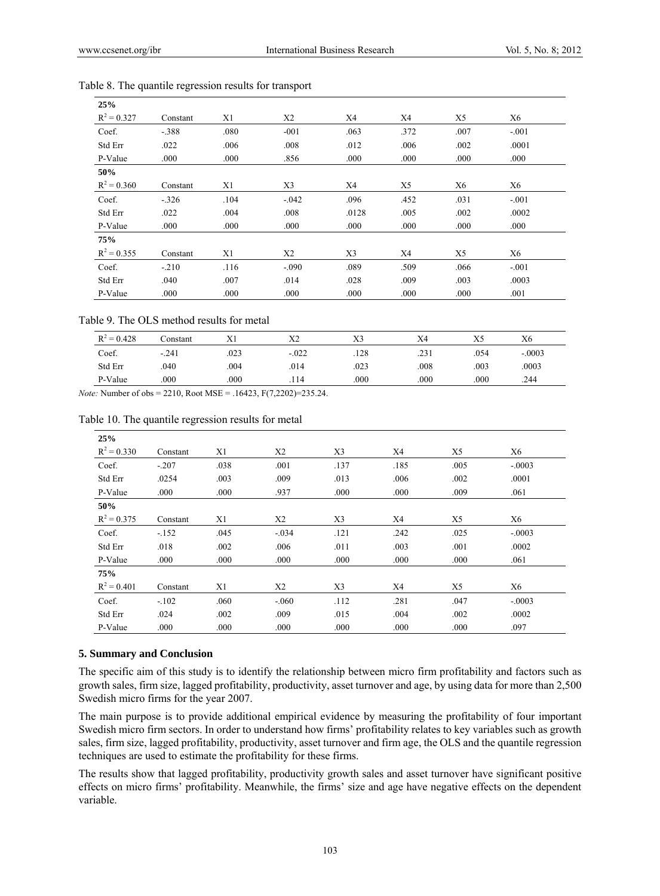Table 8. The quantile regression results for transport

| 25% | | | | | | | |
|---|---|---|---|---|---|---|---|
| $R^2 = 0.327$ | Constant | X1 | X2 | X4 | X4 | X5 | X6 |
| Coef. | -.388 | .080 | -001 | .063 | .372 | .007 | -.001 |
| Std Err | .022 | .006 | .008 | .012 | .006 | .002 | .0001 |
| P-Value | .000 | .000 | .856 | .000 | .000 | .000 | .000 |
| **50%** | | | | | | | |
| $R^2 = 0.360$ | Constant | X1 | X3 | X4 | X5 | X6 | X6 |
| Coef. | -.326 | .104 | -.042 | .096 | .452 | .031 | -.001 |
| Std Err | .022 | .004 | .008 | .0128 | .005 | .002 | .0002 |
| P-Value | .000 | .000 | .000 | .000 | .000 | .000 | .000 |
| **75%** | | | | | | | |
| $R^2 = 0.355$ | Constant | X1 | X2 | X3 | X4 | X5 | X6 |
| Coef. | -.210 | .116 | -.090 | .089 | .509 | .066 | -.001 |
| Std Err | .040 | .007 | .014 | .028 | .009 | .003 | .0003 |
| P-Value | .000 | .000 | .000 | .000 | .000 | .000 | .001 |

Table 9. The OLS method results for metal

| $R^2 = 0.428$ | Constant | X1 | X2 | X3 | X4 | X5 | X6 |
|---|---|---|---|---|---|---|---|
| Coef. | -.241 | .023 | -.022 | .128 | .231 | .054 | -.0003 |
| Std Err | .040 | .004 | .014 | .023 | .008 | .003 | .0003 |
| P-Value | .000 | .000 | .114 | .000 | .000 | .000 | .244 |

*Note:* Number of obs = 2210, Root MSE = .16423, F(7,2202)=235.24.

Table 10. The quantile regression results for metal

| 25% | | | | | | | |
|---|---|---|---|---|---|---|---|
| $R^2 = 0.330$ | Constant | X1 | X2 | X3 | X4 | X5 | X6 |
| Coef. | -.207 | .038 | .001 | .137 | .185 | .005 | -.0003 |
| Std Err | .0254 | .003 | .009 | .013 | .006 | .002 | .0001 |
| P-Value | .000 | .000 | .937 | .000 | .000 | .009 | .061 |
| **50%** | | | | | | | |
| $R^2 = 0.375$ | Constant | X1 | X2 | X3 | X4 | X5 | X6 |
| Coef. | -.152 | .045 | -.034 | .121 | .242 | .025 | -.0003 |
| Std Err | .018 | .002 | .006 | .011 | .003 | .001 | .0002 |
| P-Value | .000 | .000 | .000 | .000 | .000 | .000 | .061 |
| **75%** | | | | | | | |
| $R^2 = 0.401$ | Constant | X1 | X2 | X3 | X4 | X5 | X6 |
| Coef. | -.102 | .060 | -.060 | .112 | .281 | .047 | -.0003 |
| Std Err | .024 | .002 | .009 | .015 | .004 | .002 | .0002 |
| P-Value | .000 | .000 | .000 | .000 | .000 | .000 | .097 |

## 5. Summary and Conclusion

The specific aim of this study is to identify the relationship between micro firm profitability and factors such as growth sales, firm size, lagged profitability, productivity, asset turnover and age, by using data for more than 2,500 Swedish micro firms for the year 2007.

The main purpose is to provide additional empirical evidence by measuring the profitability of four important Swedish micro firm sectors. In order to understand how firms' profitability relates to key variables such as growth sales, firm size, lagged profitability, productivity, asset turnover and firm age, the OLS and the quantile regression techniques are used to estimate the profitability for these firms.

The results show that lagged profitability, productivity growth sales and asset turnover have significant positive effects on micro firms' profitability. Meanwhile, the firms' size and age have negative effects on the dependent variable.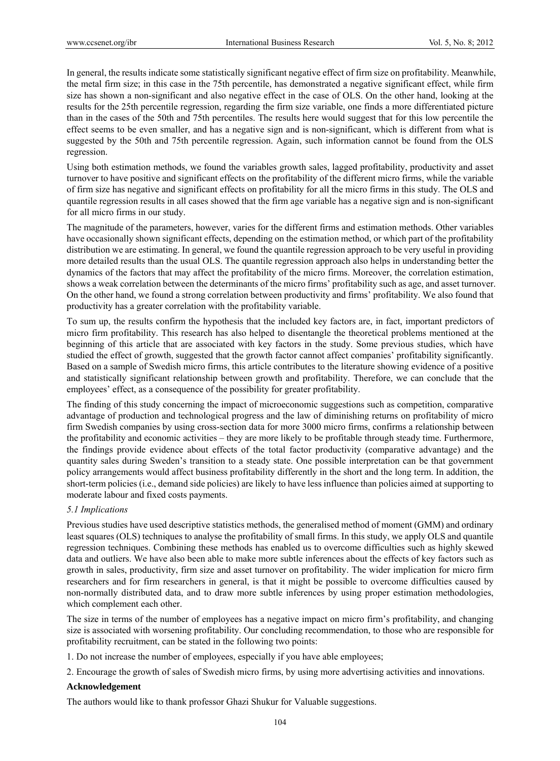In general, the results indicate some statistically significant negative effect of firm size on profitability. Meanwhile, the metal firm size; in this case in the 75th percentile, has demonstrated a negative significant effect, while firm size has shown a non-significant and also negative effect in the case of OLS. On the other hand, looking at the results for the 25th percentile regression, regarding the firm size variable, one finds a more differentiated picture than in the cases of the 50th and 75th percentiles. The results here would suggest that for this low percentile the effect seems to be even smaller, and has a negative sign and is non-significant, which is different from what is suggested by the 50th and 75th percentile regression. Again, such information cannot be found from the OLS regression.

Using both estimation methods, we found the variables growth sales, lagged profitability, productivity and asset turnover to have positive and significant effects on the profitability of the different micro firms, while the variable of firm size has negative and significant effects on profitability for all the micro firms in this study. The OLS and quantile regression results in all cases showed that the firm age variable has a negative sign and is non-significant for all micro firms in our study.

The magnitude of the parameters, however, varies for the different firms and estimation methods. Other variables have occasionally shown significant effects, depending on the estimation method, or which part of the profitability distribution we are estimating. In general, we found the quantile regression approach to be very useful in providing more detailed results than the usual OLS. The quantile regression approach also helps in understanding better the dynamics of the factors that may affect the profitability of the micro firms. Moreover, the correlation estimation, shows a weak correlation between the determinants of the micro firms' profitability such as age, and asset turnover. On the other hand, we found a strong correlation between productivity and firms' profitability. We also found that productivity has a greater correlation with the profitability variable.

To sum up, the results confirm the hypothesis that the included key factors are, in fact, important predictors of micro firm profitability. This research has also helped to disentangle the theoretical problems mentioned at the beginning of this article that are associated with key factors in the study. Some previous studies, which have studied the effect of growth, suggested that the growth factor cannot affect companies' profitability significantly. Based on a sample of Swedish micro firms, this article contributes to the literature showing evidence of a positive and statistically significant relationship between growth and profitability. Therefore, we can conclude that the employees' effect, as a consequence of the possibility for greater profitability.

The finding of this study concerning the impact of microeconomic suggestions such as competition, comparative advantage of production and technological progress and the law of diminishing returns on profitability of micro firm Swedish companies by using cross-section data for more 3000 micro firms, confirms a relationship between the profitability and economic activities – they are more likely to be profitable through steady time. Furthermore, the findings provide evidence about effects of the total factor productivity (comparative advantage) and the quantity sales during Sweden's transition to a steady state. One possible interpretation can be that government policy arrangements would affect business profitability differently in the short and the long term. In addition, the short-term policies (i.e., demand side policies) are likely to have less influence than policies aimed at supporting to moderate labour and fixed costs payments.

### *5.1 Implications*

Previous studies have used descriptive statistics methods, the generalised method of moment (GMM) and ordinary least squares (OLS) techniques to analyse the profitability of small firms. In this study, we apply OLS and quantile regression techniques. Combining these methods has enabled us to overcome difficulties such as highly skewed data and outliers. We have also been able to make more subtle inferences about the effects of key factors such as growth in sales, productivity, firm size and asset turnover on profitability. The wider implication for micro firm researchers and for firm researchers in general, is that it might be possible to overcome difficulties caused by non-normally distributed data, and to draw more subtle inferences by using proper estimation methodologies, which complement each other.

The size in terms of the number of employees has a negative impact on micro firm's profitability, and changing size is associated with worsening profitability. Our concluding recommendation, to those who are responsible for profitability recruitment, can be stated in the following two points:

1. Do not increase the number of employees, especially if you have able employees;

2. Encourage the growth of sales of Swedish micro firms, by using more advertising activities and innovations.

## Acknowledgement

The authors would like to thank professor Ghazi Shukur for Valuable suggestions.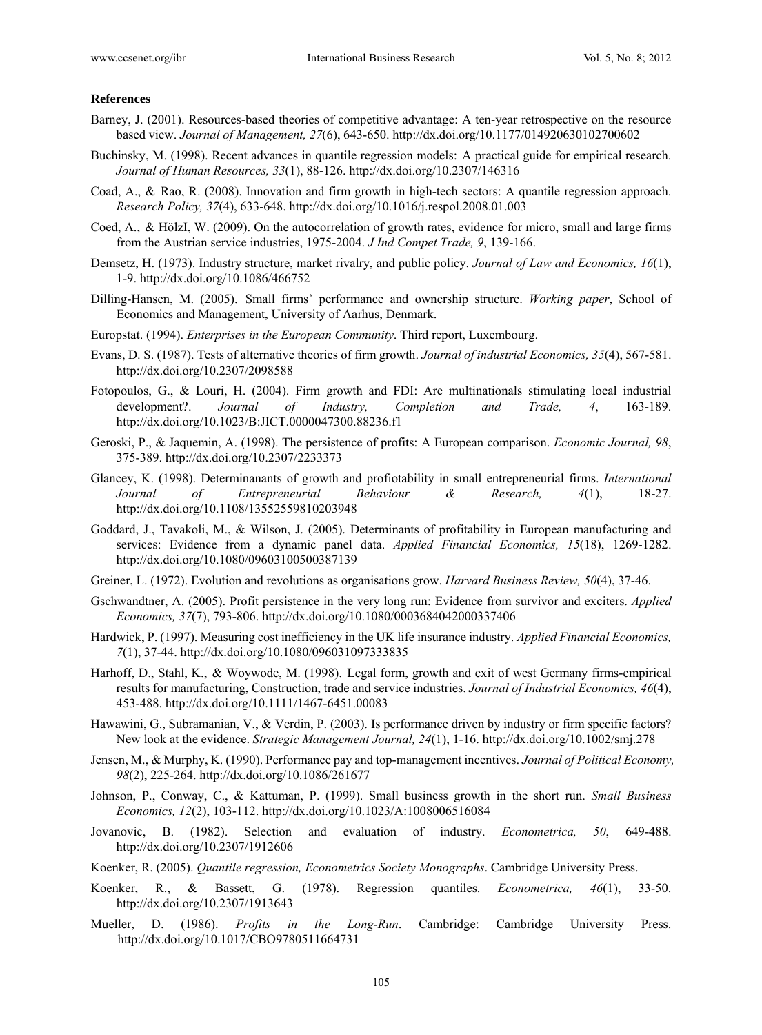**References**

Barney, J. (2001). Resources-based theories of competitive advantage: A ten-year retrospective on the resource based view. *Journal of Management, 27*(6), 643-650. http://dx.doi.org/10.1177/014920630102700602

Buchinsky, M. (1998). Recent advances in quantile regression models: A practical guide for empirical research. *Journal of Human Resources, 33*(1), 88-126. http://dx.doi.org/10.2307/146316

Coad, A., & Rao, R. (2008). Innovation and firm growth in high-tech sectors: A quantile regression approach. *Research Policy, 37*(4), 633-648. http://dx.doi.org/10.1016/j.respol.2008.01.003

Coed, A., & HölzI, W. (2009). On the autocorrelation of growth rates, evidence for micro, small and large firms from the Austrian service industries, 1975-2004. *J Ind Compet Trade, 9*, 139-166.

Demsetz, H. (1973). Industry structure, market rivalry, and public policy. *Journal of Law and Economics, 16*(1), 1-9. http://dx.doi.org/10.1086/466752

Dilling-Hansen, M. (2005). Small firms' performance and ownership structure. *Working paper*, School of Economics and Management, University of Aarhus, Denmark.

Europstat. (1994). *Enterprises in the European Community*. Third report, Luxembourg.

Evans, D. S. (1987). Tests of alternative theories of firm growth. *Journal of industrial Economics, 35*(4), 567-581. http://dx.doi.org/10.2307/2098588

Fotopoulos, G., & Louri, H. (2004). Firm growth and FDI: Are multinationals stimulating local industrial development?. *Journal of Industry, Completion and Trade, 4*, 163-189. http://dx.doi.org/10.1023/B:JICT.0000047300.88236.f1

Geroski, P., & Jaquemin, A. (1998). The persistence of profits: A European comparison. *Economic Journal, 98*, 375-389. http://dx.doi.org/10.2307/2233373

Glancey, K. (1998). Determinanants of growth and profiotability in small entrepreneurial firms. *International Journal of Entrepreneurial Behaviour & Research, 4*(1), 18-27. http://dx.doi.org/10.1108/13552559810203948

Goddard, J., Tavakoli, M., & Wilson, J. (2005). Determinants of profitability in European manufacturing and services: Evidence from a dynamic panel data. *Applied Financial Economics, 15*(18), 1269-1282. http://dx.doi.org/10.1080/09603100500387139

Greiner, L. (1972). Evolution and revolutions as organisations grow. *Harvard Business Review, 50*(4), 37-46.

Gschwandtner, A. (2005). Profit persistence in the very long run: Evidence from survivor and exciters. *Applied Economics, 37*(7), 793-806. http://dx.doi.org/10.1080/0003684042000337406

Hardwick, P. (1997). Measuring cost inefficiency in the UK life insurance industry. *Applied Financial Economics, 7*(1), 37-44. http://dx.doi.org/10.1080/096031097333835

Harhoff, D., Stahl, K., & Woywode, M. (1998). Legal form, growth and exit of west Germany firms-empirical results for manufacturing, Construction, trade and service industries. *Journal of Industrial Economics, 46*(4), 453-488. http://dx.doi.org/10.1111/1467-6451.00083

Hawawini, G., Subramanian, V., & Verdin, P. (2003). Is performance driven by industry or firm specific factors? New look at the evidence. *Strategic Management Journal, 24*(1), 1-16. http://dx.doi.org/10.1002/smj.278

Jensen, M., & Murphy, K. (1990). Performance pay and top-management incentives. *Journal of Political Economy, 98*(2), 225-264. http://dx.doi.org/10.1086/261677

Johnson, P., Conway, C., & Kattuman, P. (1999). Small business growth in the short run. *Small Business Economics, 12*(2), 103-112. http://dx.doi.org/10.1023/A:1008006516084

Jovanovic, B. (1982). Selection and evaluation of industry. *Econometrica, 50*, 649-488. http://dx.doi.org/10.2307/1912606

Koenker, R. (2005). *Quantile regression, Econometrics Society Monographs*. Cambridge University Press.

Koenker, R., & Bassett, G. (1978). Regression quantiles. *Econometrica, 46*(1), 33-50. http://dx.doi.org/10.2307/1913643

Mueller, D. (1986). *Profits in the Long-Run*. Cambridge: Cambridge University Press. http://dx.doi.org/10.1017/CBO9780511664731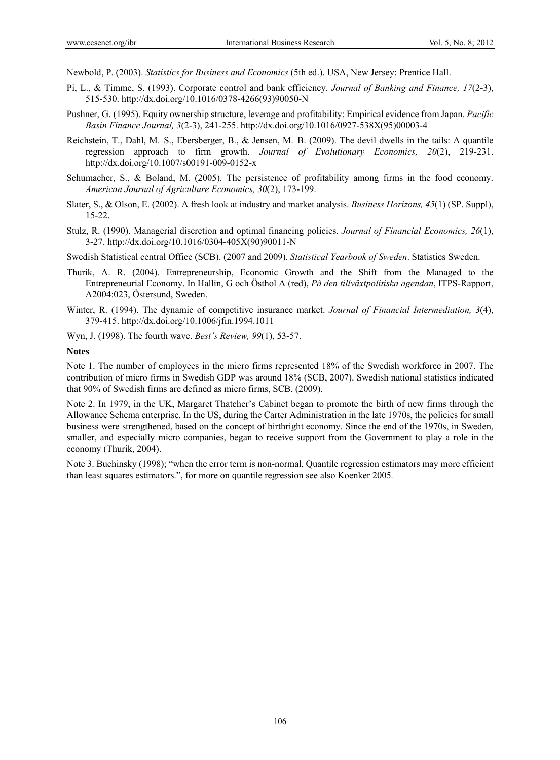Newbold, P. (2003). *Statistics for Business and Economics* (5th ed.). USA, New Jersey: Prentice Hall.

Pi, L., & Timme, S. (1993). Corporate control and bank efficiency. *Journal of Banking and Finance, 17*(2-3), 515-530. http://dx.doi.org/10.1016/0378-4266(93)90050-N

Pushner, G. (1995). Equity ownership structure, leverage and profitability: Empirical evidence from Japan. *Pacific Basin Finance Journal, 3*(2-3), 241-255. http://dx.doi.org/10.1016/0927-538X(95)00003-4

Reichstein, T., Dahl, M. S., Ebersberger, B., & Jensen, M. B. (2009). The devil dwells in the tails: A quantile regression approach to firm growth. *Journal of Evolutionary Economics, 20*(2), 219-231. http://dx.doi.org/10.1007/s00191-009-0152-x

Schumacher, S., & Boland, M. (2005). The persistence of profitability among firms in the food economy. *American Journal of Agriculture Economics, 30*(2), 173-199.

Slater, S., & Olson, E. (2002). A fresh look at industry and market analysis. *Business Horizons, 45*(1) (SP. Suppl), 15-22.

Stulz, R. (1990). Managerial discretion and optimal financing policies. *Journal of Financial Economics, 26*(1), 3-27. http://dx.doi.org/10.1016/0304-405X(90)90011-N

Swedish Statistical central Office (SCB). (2007 and 2009). *Statistical Yearbook of Sweden*. Statistics Sweden.

Thurik, A. R. (2004). Entrepreneurship, Economic Growth and the Shift from the Managed to the Entrepreneurial Economy. In Hallin, G och Östhol A (red), *På den tillväxtpolitiska agendan*, ITPS-Rapport, A2004:023, Östersund, Sweden.

Winter, R. (1994). The dynamic of competitive insurance market. *Journal of Financial Intermediation, 3*(4), 379-415. http://dx.doi.org/10.1006/jfin.1994.1011

Wyn, J. (1998). The fourth wave. *Best's Review, 99*(1), 53-57.

**Notes**

Note 1. The number of employees in the micro firms represented 18% of the Swedish workforce in 2007. The contribution of micro firms in Swedish GDP was around 18% (SCB, 2007). Swedish national statistics indicated that 90% of Swedish firms are defined as micro firms, SCB, (2009).

Note 2. In 1979, in the UK, Margaret Thatcher's Cabinet began to promote the birth of new firms through the Allowance Schema enterprise. In the US, during the Carter Administration in the late 1970s, the policies for small business were strengthened, based on the concept of birthright economy. Since the end of the 1970s, in Sweden, smaller, and especially micro companies, began to receive support from the Government to play a role in the economy (Thurik, 2004).

Note 3. Buchinsky (1998); "when the error term is non-normal, Quantile regression estimators may more efficient than least squares estimators.", for more on quantile regression see also Koenker 2005.